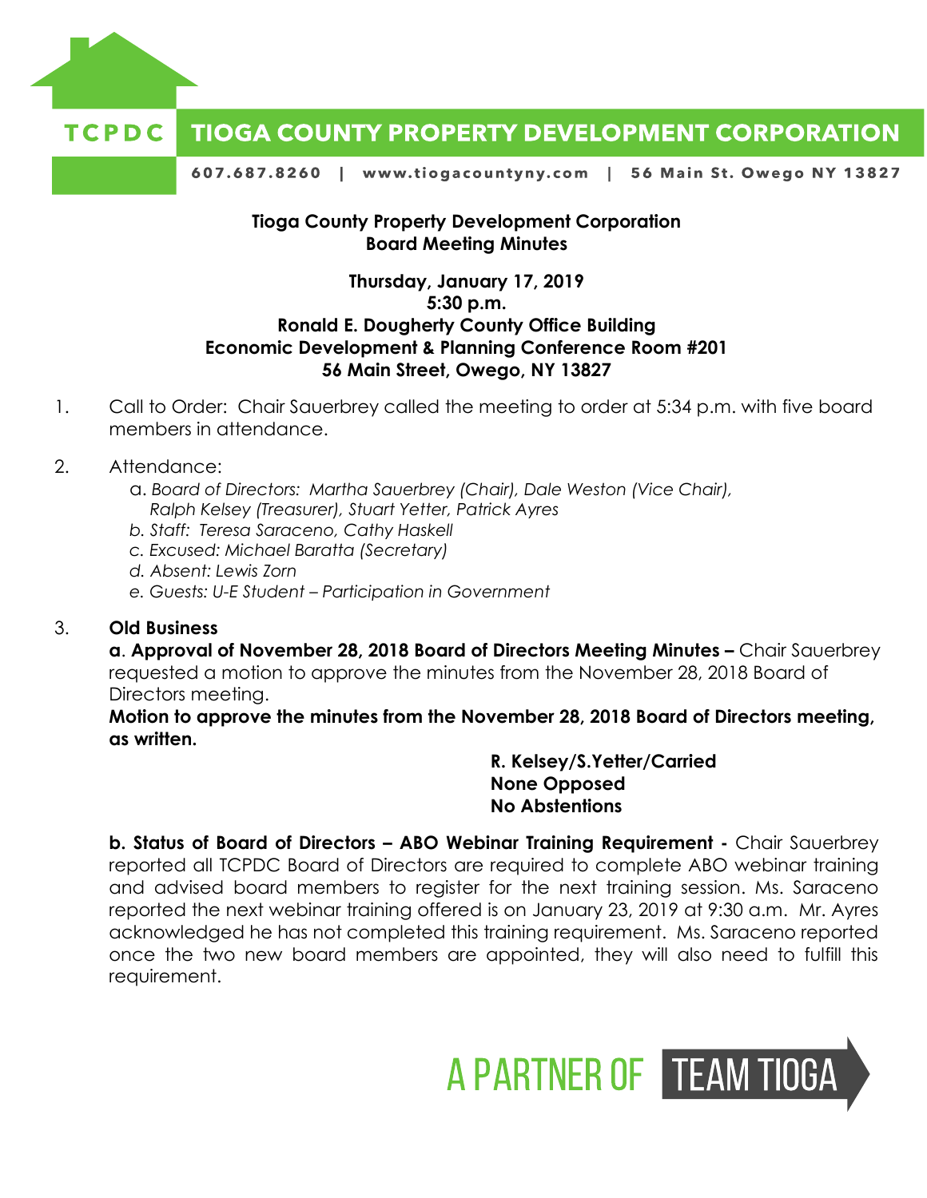**TCPDC** **TIOGA COUNTY PROPERTY DEVELOPMENT CORPORATION**

607.687.8260 | www.tiogacountyny.com | 56 Main St. Owego NY 13827

**Tioga County Property Development Corporation**
**Board Meeting Minutes**

**Thursday, January 17, 2019**
**5:30 p.m.**
**Ronald E. Dougherty County Office Building**
**Economic Development & Planning Conference Room #201**
**56 Main Street, Owego, NY 13827**

1. Call to Order: Chair Sauerbrey called the meeting to order at 5:34 p.m. with five board members in attendance.

2. Attendance:
   a. *Board of Directors: Martha Sauerbrey (Chair), Dale Weston (Vice Chair), Ralph Kelsey (Treasurer), Stuart Yetter, Patrick Ayres*
   b. *Staff: Teresa Saraceno, Cathy Haskell*
   c. *Excused: Michael Baratta (Secretary)*
   d. *Absent: Lewis Zorn*
   e. *Guests: U-E Student – Participation in Government*

3. **Old Business**

   **a. Approval of November 28, 2018 Board of Directors Meeting Minutes –** Chair Sauerbrey requested a motion to approve the minutes from the November 28, 2018 Board of Directors meeting.

   **Motion to approve the minutes from the November 28, 2018 Board of Directors meeting, as written.**

   **R. Kelsey/S.Yetter/Carried**
   **None Opposed**
   **No Abstentions**

   **b. Status of Board of Directors – ABO Webinar Training Requirement -** Chair Sauerbrey reported all TCPDC Board of Directors are required to complete ABO webinar training and advised board members to register for the next training session. Ms. Saraceno reported the next webinar training offered is on January 23, 2019 at 9:30 a.m. Mr. Ayres acknowledged he has not completed this training requirement. Ms. Saraceno reported once the two new board members are appointed, they will also need to fulfill this requirement.

A PARTNER OF TEAM TIOGA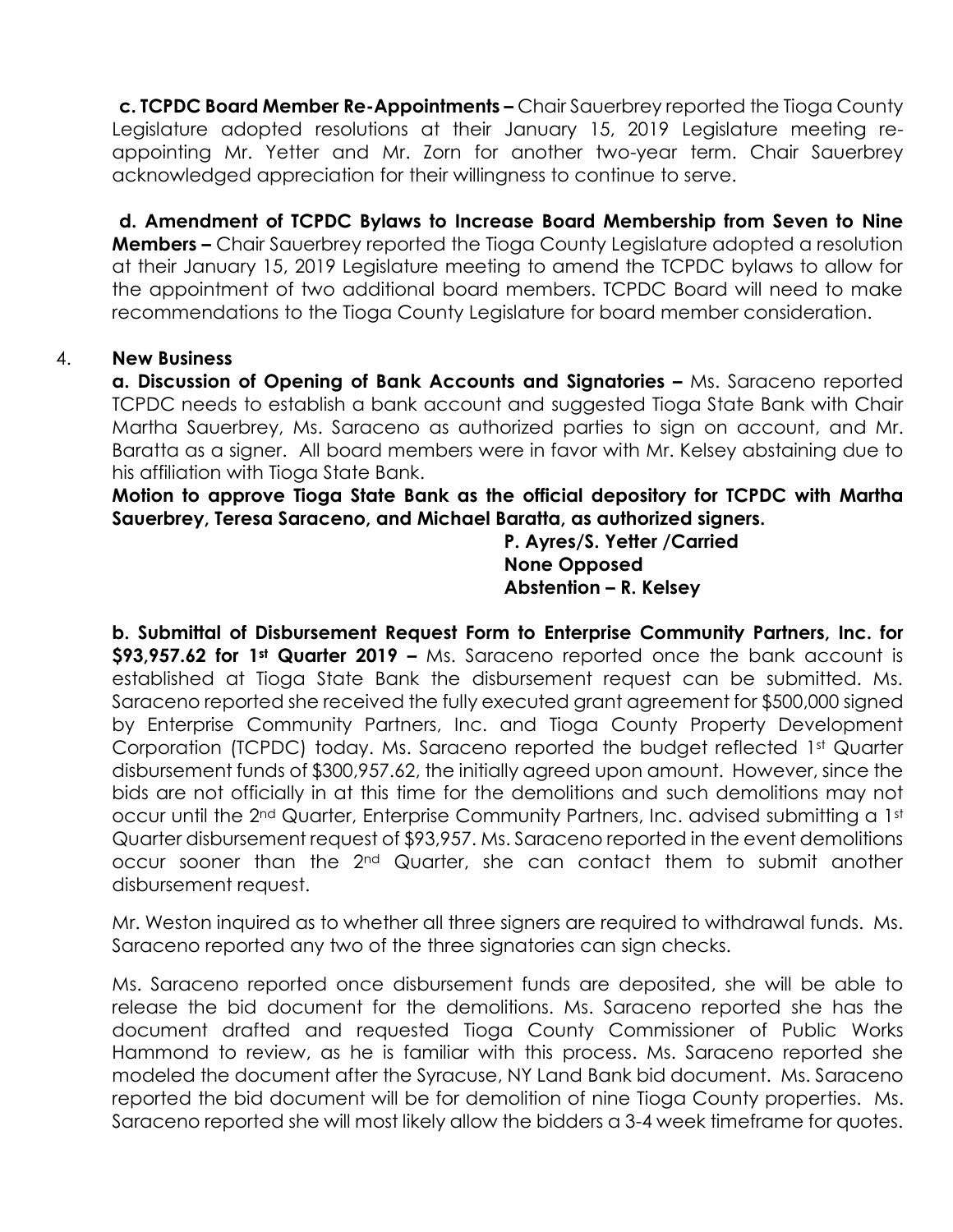**c. TCPDC Board Member Re-Appointments –** Chair Sauerbrey reported the Tioga County Legislature adopted resolutions at their January 15, 2019 Legislature meeting re-appointing Mr. Yetter and Mr. Zorn for another two-year term. Chair Sauerbrey acknowledged appreciation for their willingness to continue to serve.

**d. Amendment of TCPDC Bylaws to Increase Board Membership from Seven to Nine Members –** Chair Sauerbrey reported the Tioga County Legislature adopted a resolution at their January 15, 2019 Legislature meeting to amend the TCPDC bylaws to allow for the appointment of two additional board members. TCPDC Board will need to make recommendations to the Tioga County Legislature for board member consideration.

4. **New Business**

**a. Discussion of Opening of Bank Accounts and Signatories –** Ms. Saraceno reported TCPDC needs to establish a bank account and suggested Tioga State Bank with Chair Martha Sauerbrey, Ms. Saraceno as authorized parties to sign on account, and Mr. Baratta as a signer. All board members were in favor with Mr. Kelsey abstaining due to his affiliation with Tioga State Bank.

**Motion to approve Tioga State Bank as the official depository for TCPDC with Martha Sauerbrey, Teresa Saraceno, and Michael Baratta, as authorized signers.**

**P. Ayres/S. Yetter /Carried**
**None Opposed**
**Abstention – R. Kelsey**

**b. Submittal of Disbursement Request Form to Enterprise Community Partners, Inc. for $93,957.62 for 1st Quarter 2019 –** Ms. Saraceno reported once the bank account is established at Tioga State Bank the disbursement request can be submitted. Ms. Saraceno reported she received the fully executed grant agreement for $500,000 signed by Enterprise Community Partners, Inc. and Tioga County Property Development Corporation (TCPDC) today. Ms. Saraceno reported the budget reflected 1st Quarter disbursement funds of $300,957.62, the initially agreed upon amount. However, since the bids are not officially in at this time for the demolitions and such demolitions may not occur until the 2nd Quarter, Enterprise Community Partners, Inc. advised submitting a 1st Quarter disbursement request of $93,957. Ms. Saraceno reported in the event demolitions occur sooner than the 2nd Quarter, she can contact them to submit another disbursement request.

Mr. Weston inquired as to whether all three signers are required to withdrawal funds. Ms. Saraceno reported any two of the three signatories can sign checks.

Ms. Saraceno reported once disbursement funds are deposited, she will be able to release the bid document for the demolitions. Ms. Saraceno reported she has the document drafted and requested Tioga County Commissioner of Public Works Hammond to review, as he is familiar with this process. Ms. Saraceno reported she modeled the document after the Syracuse, NY Land Bank bid document. Ms. Saraceno reported the bid document will be for demolition of nine Tioga County properties. Ms. Saraceno reported she will most likely allow the bidders a 3-4 week timeframe for quotes.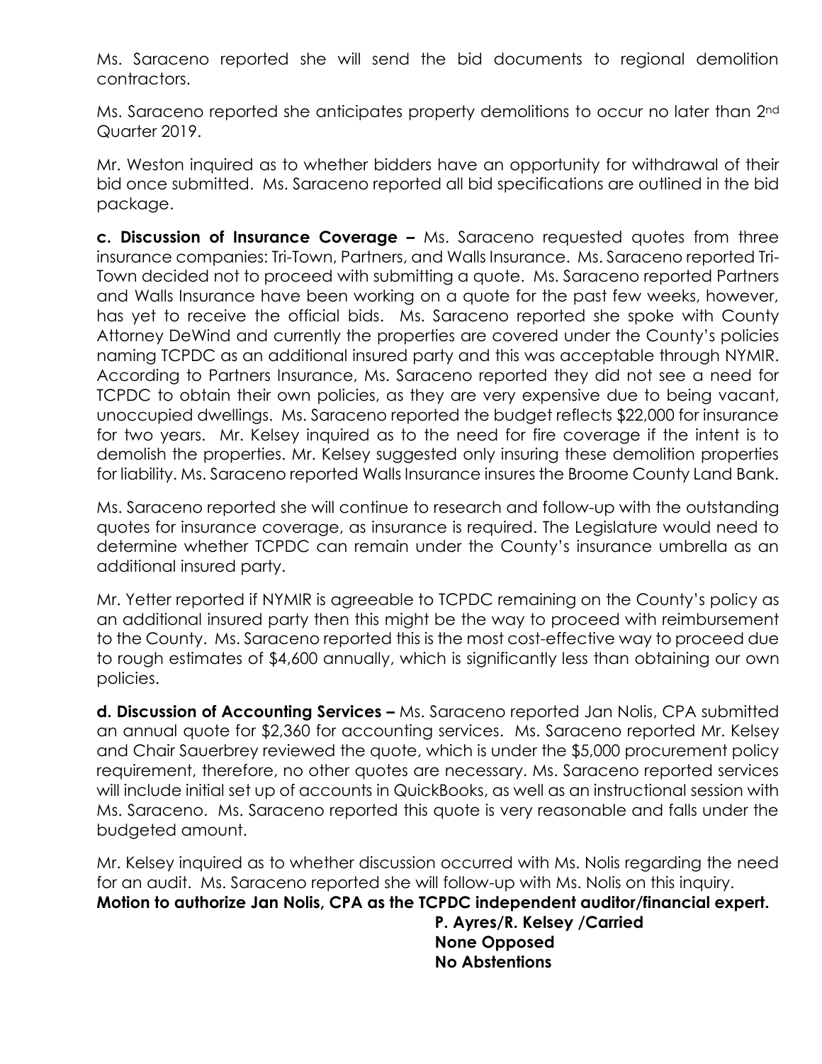Ms. Saraceno reported she will send the bid documents to regional demolition contractors.

Ms. Saraceno reported she anticipates property demolitions to occur no later than 2nd Quarter 2019.

Mr. Weston inquired as to whether bidders have an opportunity for withdrawal of their bid once submitted. Ms. Saraceno reported all bid specifications are outlined in the bid package.

**c. Discussion of Insurance Coverage –** Ms. Saraceno requested quotes from three insurance companies: Tri-Town, Partners, and Walls Insurance. Ms. Saraceno reported Tri-Town decided not to proceed with submitting a quote. Ms. Saraceno reported Partners and Walls Insurance have been working on a quote for the past few weeks, however, has yet to receive the official bids. Ms. Saraceno reported she spoke with County Attorney DeWind and currently the properties are covered under the County's policies naming TCPDC as an additional insured party and this was acceptable through NYMIR. According to Partners Insurance, Ms. Saraceno reported they did not see a need for TCPDC to obtain their own policies, as they are very expensive due to being vacant, unoccupied dwellings. Ms. Saraceno reported the budget reflects $22,000 for insurance for two years. Mr. Kelsey inquired as to the need for fire coverage if the intent is to demolish the properties. Mr. Kelsey suggested only insuring these demolition properties for liability. Ms. Saraceno reported Walls Insurance insures the Broome County Land Bank.

Ms. Saraceno reported she will continue to research and follow-up with the outstanding quotes for insurance coverage, as insurance is required. The Legislature would need to determine whether TCPDC can remain under the County's insurance umbrella as an additional insured party.

Mr. Yetter reported if NYMIR is agreeable to TCPDC remaining on the County's policy as an additional insured party then this might be the way to proceed with reimbursement to the County. Ms. Saraceno reported this is the most cost-effective way to proceed due to rough estimates of $4,600 annually, which is significantly less than obtaining our own policies.

**d. Discussion of Accounting Services –** Ms. Saraceno reported Jan Nolis, CPA submitted an annual quote for $2,360 for accounting services. Ms. Saraceno reported Mr. Kelsey and Chair Sauerbrey reviewed the quote, which is under the $5,000 procurement policy requirement, therefore, no other quotes are necessary. Ms. Saraceno reported services will include initial set up of accounts in QuickBooks, as well as an instructional session with Ms. Saraceno. Ms. Saraceno reported this quote is very reasonable and falls under the budgeted amount.

Mr. Kelsey inquired as to whether discussion occurred with Ms. Nolis regarding the need for an audit. Ms. Saraceno reported she will follow-up with Ms. Nolis on this inquiry.

**Motion to authorize Jan Nolis, CPA as the TCPDC independent auditor/financial expert.**

**P. Ayres/R. Kelsey /Carried**
**None Opposed**
**No Abstentions**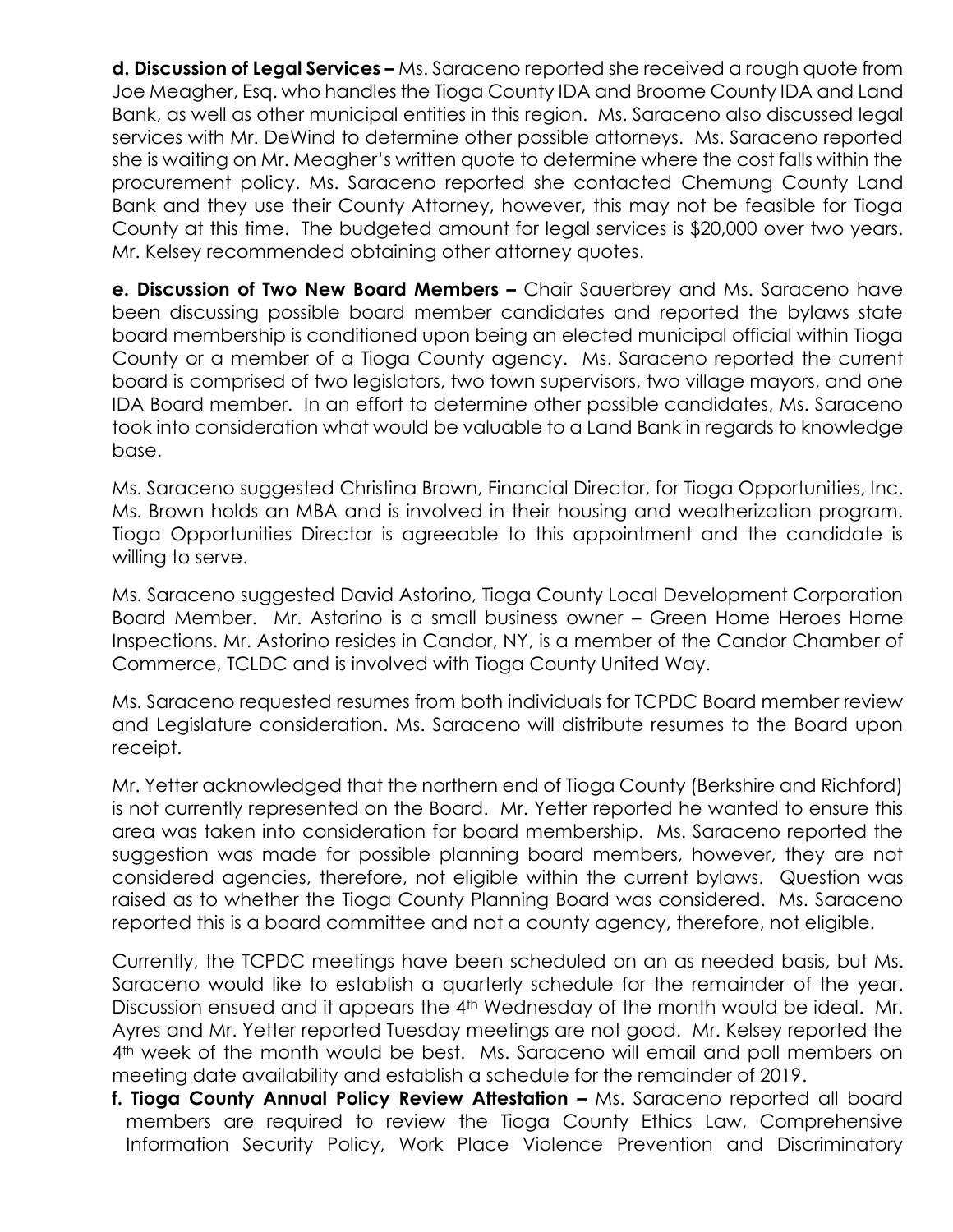**d. Discussion of Legal Services –** Ms. Saraceno reported she received a rough quote from Joe Meagher, Esq. who handles the Tioga County IDA and Broome County IDA and Land Bank, as well as other municipal entities in this region. Ms. Saraceno also discussed legal services with Mr. DeWind to determine other possible attorneys. Ms. Saraceno reported she is waiting on Mr. Meagher's written quote to determine where the cost falls within the procurement policy. Ms. Saraceno reported she contacted Chemung County Land Bank and they use their County Attorney, however, this may not be feasible for Tioga County at this time. The budgeted amount for legal services is $20,000 over two years. Mr. Kelsey recommended obtaining other attorney quotes.

**e. Discussion of Two New Board Members –** Chair Sauerbrey and Ms. Saraceno have been discussing possible board member candidates and reported the bylaws state board membership is conditioned upon being an elected municipal official within Tioga County or a member of a Tioga County agency. Ms. Saraceno reported the current board is comprised of two legislators, two town supervisors, two village mayors, and one IDA Board member. In an effort to determine other possible candidates, Ms. Saraceno took into consideration what would be valuable to a Land Bank in regards to knowledge base.

Ms. Saraceno suggested Christina Brown, Financial Director, for Tioga Opportunities, Inc. Ms. Brown holds an MBA and is involved in their housing and weatherization program. Tioga Opportunities Director is agreeable to this appointment and the candidate is willing to serve.

Ms. Saraceno suggested David Astorino, Tioga County Local Development Corporation Board Member. Mr. Astorino is a small business owner – Green Home Heroes Home Inspections. Mr. Astorino resides in Candor, NY, is a member of the Candor Chamber of Commerce, TCLDC and is involved with Tioga County United Way.

Ms. Saraceno requested resumes from both individuals for TCPDC Board member review and Legislature consideration. Ms. Saraceno will distribute resumes to the Board upon receipt.

Mr. Yetter acknowledged that the northern end of Tioga County (Berkshire and Richford) is not currently represented on the Board. Mr. Yetter reported he wanted to ensure this area was taken into consideration for board membership. Ms. Saraceno reported the suggestion was made for possible planning board members, however, they are not considered agencies, therefore, not eligible within the current bylaws. Question was raised as to whether the Tioga County Planning Board was considered. Ms. Saraceno reported this is a board committee and not a county agency, therefore, not eligible.

Currently, the TCPDC meetings have been scheduled on an as needed basis, but Ms. Saraceno would like to establish a quarterly schedule for the remainder of the year. Discussion ensued and it appears the 4th Wednesday of the month would be ideal. Mr. Ayres and Mr. Yetter reported Tuesday meetings are not good. Mr. Kelsey reported the 4th week of the month would be best. Ms. Saraceno will email and poll members on meeting date availability and establish a schedule for the remainder of 2019.

**f. Tioga County Annual Policy Review Attestation –** Ms. Saraceno reported all board members are required to review the Tioga County Ethics Law, Comprehensive Information Security Policy, Work Place Violence Prevention and Discriminatory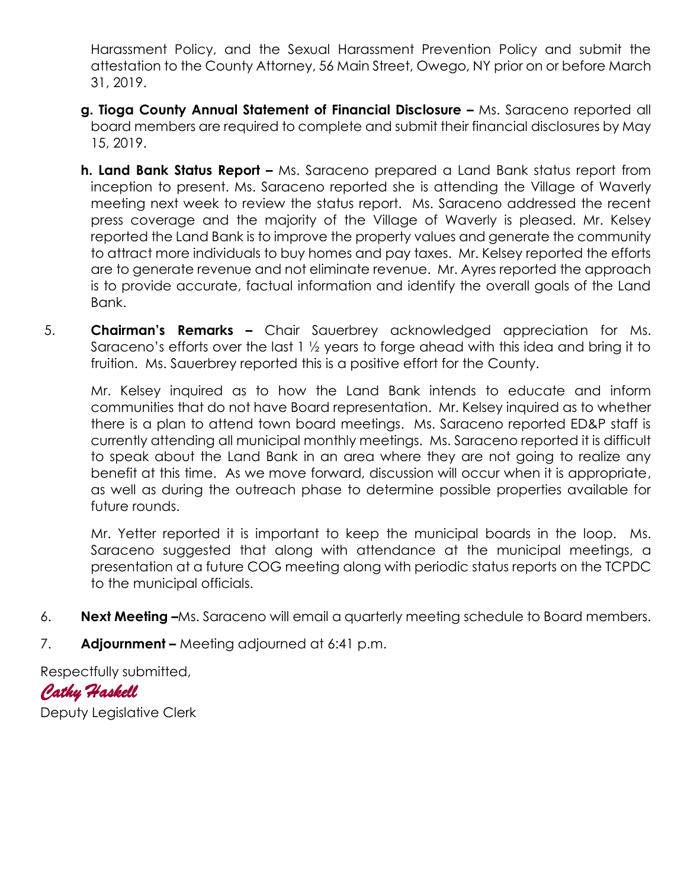Harassment Policy, and the Sexual Harassment Prevention Policy and submit the attestation to the County Attorney, 56 Main Street, Owego, NY prior on or before March 31, 2019.

**g. Tioga County Annual Statement of Financial Disclosure –** Ms. Saraceno reported all board members are required to complete and submit their financial disclosures by May 15, 2019.

**h. Land Bank Status Report –** Ms. Saraceno prepared a Land Bank status report from inception to present. Ms. Saraceno reported she is attending the Village of Waverly meeting next week to review the status report. Ms. Saraceno addressed the recent press coverage and the majority of the Village of Waverly is pleased. Mr. Kelsey reported the Land Bank is to improve the property values and generate the community to attract more individuals to buy homes and pay taxes. Mr. Kelsey reported the efforts are to generate revenue and not eliminate revenue. Mr. Ayres reported the approach is to provide accurate, factual information and identify the overall goals of the Land Bank.

5. **Chairman's Remarks –** Chair Sauerbrey acknowledged appreciation for Ms. Saraceno's efforts over the last 1 ½ years to forge ahead with this idea and bring it to fruition. Ms. Sauerbrey reported this is a positive effort for the County.

   Mr. Kelsey inquired as to how the Land Bank intends to educate and inform communities that do not have Board representation. Mr. Kelsey inquired as to whether there is a plan to attend town board meetings. Ms. Saraceno reported ED&P staff is currently attending all municipal monthly meetings. Ms. Saraceno reported it is difficult to speak about the Land Bank in an area where they are not going to realize any benefit at this time. As we move forward, discussion will occur when it is appropriate, as well as during the outreach phase to determine possible properties available for future rounds.

   Mr. Yetter reported it is important to keep the municipal boards in the loop. Ms. Saraceno suggested that along with attendance at the municipal meetings, a presentation at a future COG meeting along with periodic status reports on the TCPDC to the municipal officials.

6. **Next Meeting –**Ms. Saraceno will email a quarterly meeting schedule to Board members.

7. **Adjournment –** Meeting adjourned at 6:41 p.m.

Respectfully submitted,

*Cathy Haskell*

Deputy Legislative Clerk